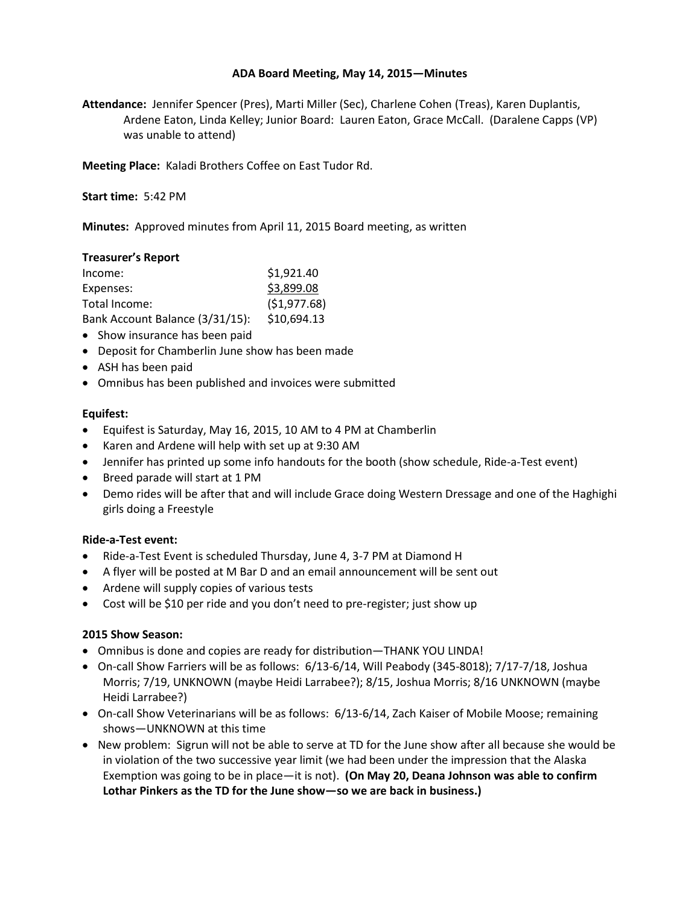# ADA Board Meeting, May 14, 2015—Minutes

**Attendance:** Jennifer Spencer (Pres), Marti Miller (Sec), Charlene Cohen (Treas), Karen Duplantis, Ardene Eaton, Linda Kelley; Junior Board: Lauren Eaton, Grace McCall. (Daralene Capps (VP) was unable to attend)

**Meeting Place:** Kaladi Brothers Coffee on East Tudor Rd.

**Start time:** 5:42 PM

**Minutes:** Approved minutes from April 11, 2015 Board meeting, as written

**Treasurer's Report**

| | |
|---|---|
| Income: | $1,921.40 |
| Expenses: | <u>$3,899.08</u> |
| Total Income: | ($1,977.68) |
| Bank Account Balance (3/31/15): | $10,694.13 |

- Show insurance has been paid
- Deposit for Chamberlin June show has been made
- ASH has been paid
- Omnibus has been published and invoices were submitted

**Equifest:**

- Equifest is Saturday, May 16, 2015, 10 AM to 4 PM at Chamberlin
- Karen and Ardene will help with set up at 9:30 AM
- Jennifer has printed up some info handouts for the booth (show schedule, Ride-a-Test event)
- Breed parade will start at 1 PM
- Demo rides will be after that and will include Grace doing Western Dressage and one of the Haghighi girls doing a Freestyle

**Ride-a-Test event:**

- Ride-a-Test Event is scheduled Thursday, June 4, 3-7 PM at Diamond H
- A flyer will be posted at M Bar D and an email announcement will be sent out
- Ardene will supply copies of various tests
- Cost will be $10 per ride and you don't need to pre-register; just show up

**2015 Show Season:**

- Omnibus is done and copies are ready for distribution—THANK YOU LINDA!
- On-call Show Farriers will be as follows: 6/13-6/14, Will Peabody (345-8018); 7/17-7/18, Joshua Morris; 7/19, UNKNOWN (maybe Heidi Larrabee?); 8/15, Joshua Morris; 8/16 UNKNOWN (maybe Heidi Larrabee?)
- On-call Show Veterinarians will be as follows: 6/13-6/14, Zach Kaiser of Mobile Moose; remaining shows—UNKNOWN at this time
- New problem: Sigrun will not be able to serve at TD for the June show after all because she would be in violation of the two successive year limit (we had been under the impression that the Alaska Exemption was going to be in place—it is not). **(On May 20, Deana Johnson was able to confirm Lothar Pinkers as the TD for the June show—so we are back in business.)**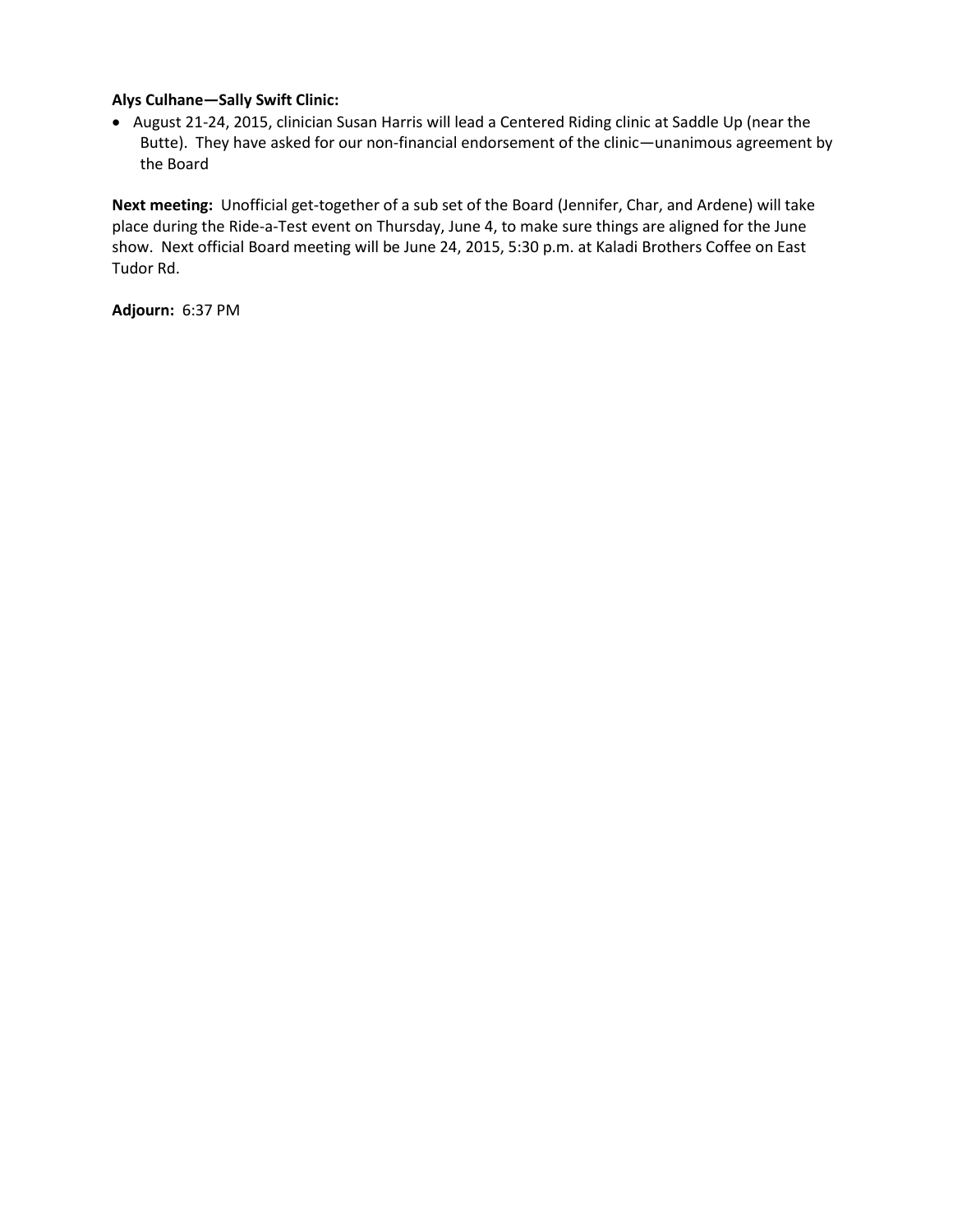**Alys Culhane—Sally Swift Clinic:**

- August 21-24, 2015, clinician Susan Harris will lead a Centered Riding clinic at Saddle Up (near the Butte). They have asked for our non-financial endorsement of the clinic—unanimous agreement by the Board

**Next meeting:** Unofficial get-together of a sub set of the Board (Jennifer, Char, and Ardene) will take place during the Ride-a-Test event on Thursday, June 4, to make sure things are aligned for the June show. Next official Board meeting will be June 24, 2015, 5:30 p.m. at Kaladi Brothers Coffee on East Tudor Rd.

**Adjourn:** 6:37 PM